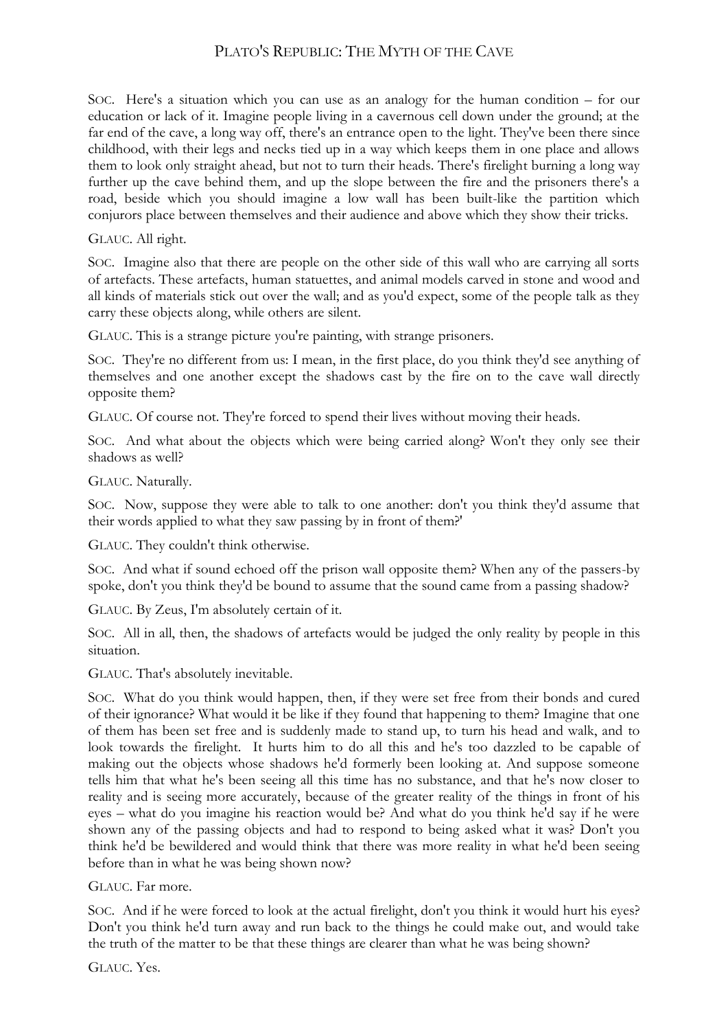# Plato's Republic: The Myth of the Cave

SOC. Here's a situation which you can use as an analogy for the human condition – for our education or lack of it. Imagine people living in a cavernous cell down under the ground; at the far end of the cave, a long way off, there's an entrance open to the light. They've been there since childhood, with their legs and necks tied up in a way which keeps them in one place and allows them to look only straight ahead, but not to turn their heads. There's firelight burning a long way further up the cave behind them, and up the slope between the fire and the prisoners there's a road, beside which you should imagine a low wall has been built-like the partition which conjurors place between themselves and their audience and above which they show their tricks.

GLAUC. All right.

SOC. Imagine also that there are people on the other side of this wall who are carrying all sorts of artefacts. These artefacts, human statuettes, and animal models carved in stone and wood and all kinds of materials stick out over the wall; and as you'd expect, some of the people talk as they carry these objects along, while others are silent.

GLAUC. This is a strange picture you're painting, with strange prisoners.

SOC. They're no different from us: I mean, in the first place, do you think they'd see anything of themselves and one another except the shadows cast by the fire on to the cave wall directly opposite them?

GLAUC. Of course not. They're forced to spend their lives without moving their heads.

SOC. And what about the objects which were being carried along? Won't they only see their shadows as well?

GLAUC. Naturally.

SOC. Now, suppose they were able to talk to one another: don't you think they'd assume that their words applied to what they saw passing by in front of them?'

GLAUC. They couldn't think otherwise.

SOC. And what if sound echoed off the prison wall opposite them? When any of the passers-by spoke, don't you think they'd be bound to assume that the sound came from a passing shadow?

GLAUC. By Zeus, I'm absolutely certain of it.

SOC. All in all, then, the shadows of artefacts would be judged the only reality by people in this situation.

GLAUC. That's absolutely inevitable.

SOC. What do you think would happen, then, if they were set free from their bonds and cured of their ignorance? What would it be like if they found that happening to them? Imagine that one of them has been set free and is suddenly made to stand up, to turn his head and walk, and to look towards the firelight. It hurts him to do all this and he's too dazzled to be capable of making out the objects whose shadows he'd formerly been looking at. And suppose someone tells him that what he's been seeing all this time has no substance, and that he's now closer to reality and is seeing more accurately, because of the greater reality of the things in front of his eyes – what do you imagine his reaction would be? And what do you think he'd say if he were shown any of the passing objects and had to respond to being asked what it was? Don't you think he'd be bewildered and would think that there was more reality in what he'd been seeing before than in what he was being shown now?

GLAUC. Far more.

SOC. And if he were forced to look at the actual firelight, don't you think it would hurt his eyes? Don't you think he'd turn away and run back to the things he could make out, and would take the truth of the matter to be that these things are clearer than what he was being shown?

GLAUC. Yes.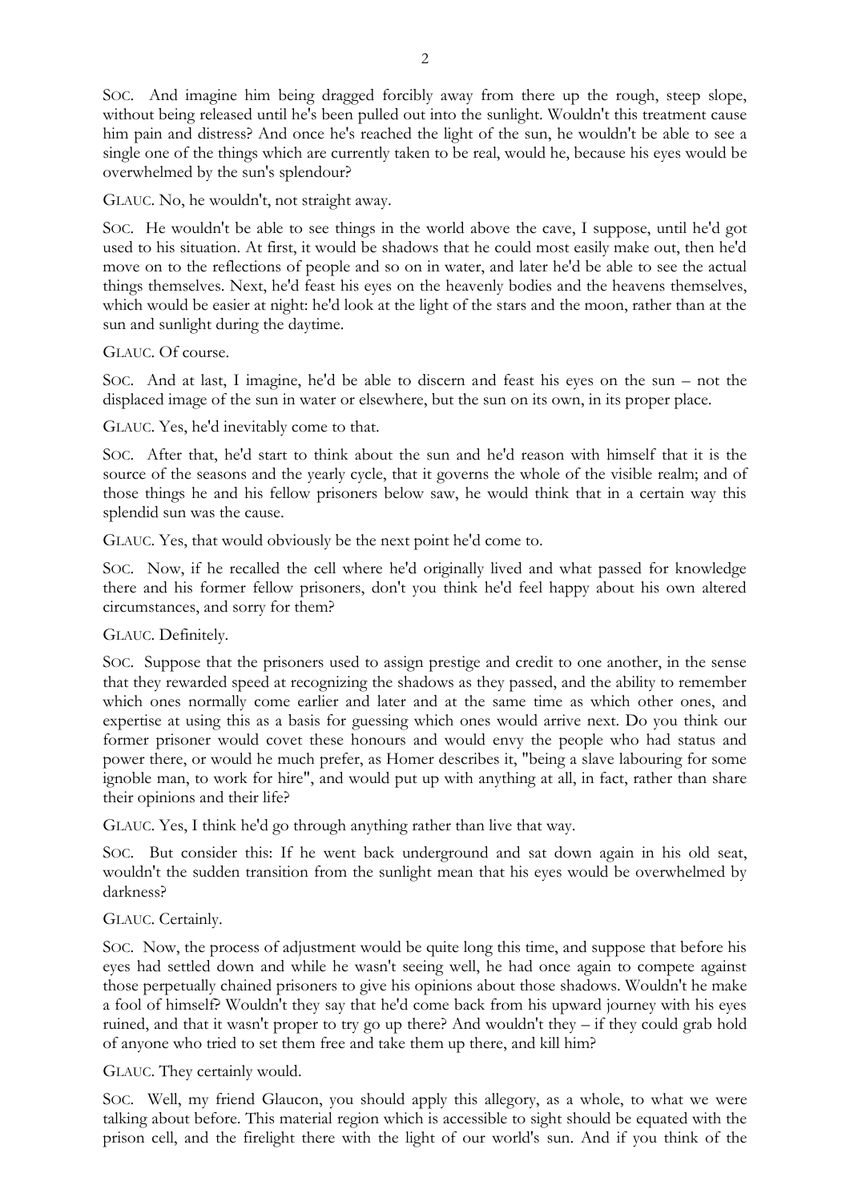SOC. And imagine him being dragged forcibly away from there up the rough, steep slope, without being released until he's been pulled out into the sunlight. Wouldn't this treatment cause him pain and distress? And once he's reached the light of the sun, he wouldn't be able to see a single one of the things which are currently taken to be real, would he, because his eyes would be overwhelmed by the sun's splendour?

GLAUC. No, he wouldn't, not straight away.

SOC. He wouldn't be able to see things in the world above the cave, I suppose, until he'd got used to his situation. At first, it would be shadows that he could most easily make out, then he'd move on to the reflections of people and so on in water, and later he'd be able to see the actual things themselves. Next, he'd feast his eyes on the heavenly bodies and the heavens themselves, which would be easier at night: he'd look at the light of the stars and the moon, rather than at the sun and sunlight during the daytime.

GLAUC. Of course.

SOC. And at last, I imagine, he'd be able to discern and feast his eyes on the sun – not the displaced image of the sun in water or elsewhere, but the sun on its own, in its proper place.

GLAUC. Yes, he'd inevitably come to that.

SOC. After that, he'd start to think about the sun and he'd reason with himself that it is the source of the seasons and the yearly cycle, that it governs the whole of the visible realm; and of those things he and his fellow prisoners below saw, he would think that in a certain way this splendid sun was the cause.

GLAUC. Yes, that would obviously be the next point he'd come to.

SOC. Now, if he recalled the cell where he'd originally lived and what passed for knowledge there and his former fellow prisoners, don't you think he'd feel happy about his own altered circumstances, and sorry for them?

GLAUC. Definitely.

SOC. Suppose that the prisoners used to assign prestige and credit to one another, in the sense that they rewarded speed at recognizing the shadows as they passed, and the ability to remember which ones normally come earlier and later and at the same time as which other ones, and expertise at using this as a basis for guessing which ones would arrive next. Do you think our former prisoner would covet these honours and would envy the people who had status and power there, or would he much prefer, as Homer describes it, "being a slave labouring for some ignoble man, to work for hire", and would put up with anything at all, in fact, rather than share their opinions and their life?

GLAUC. Yes, I think he'd go through anything rather than live that way.

SOC. But consider this: If he went back underground and sat down again in his old seat, wouldn't the sudden transition from the sunlight mean that his eyes would be overwhelmed by darkness?

GLAUC. Certainly.

SOC. Now, the process of adjustment would be quite long this time, and suppose that before his eyes had settled down and while he wasn't seeing well, he had once again to compete against those perpetually chained prisoners to give his opinions about those shadows. Wouldn't he make a fool of himself? Wouldn't they say that he'd come back from his upward journey with his eyes ruined, and that it wasn't proper to try go up there? And wouldn't they – if they could grab hold of anyone who tried to set them free and take them up there, and kill him?

GLAUC. They certainly would.

SOC. Well, my friend Glaucon, you should apply this allegory, as a whole, to what we were talking about before. This material region which is accessible to sight should be equated with the prison cell, and the firelight there with the light of our world's sun. And if you think of the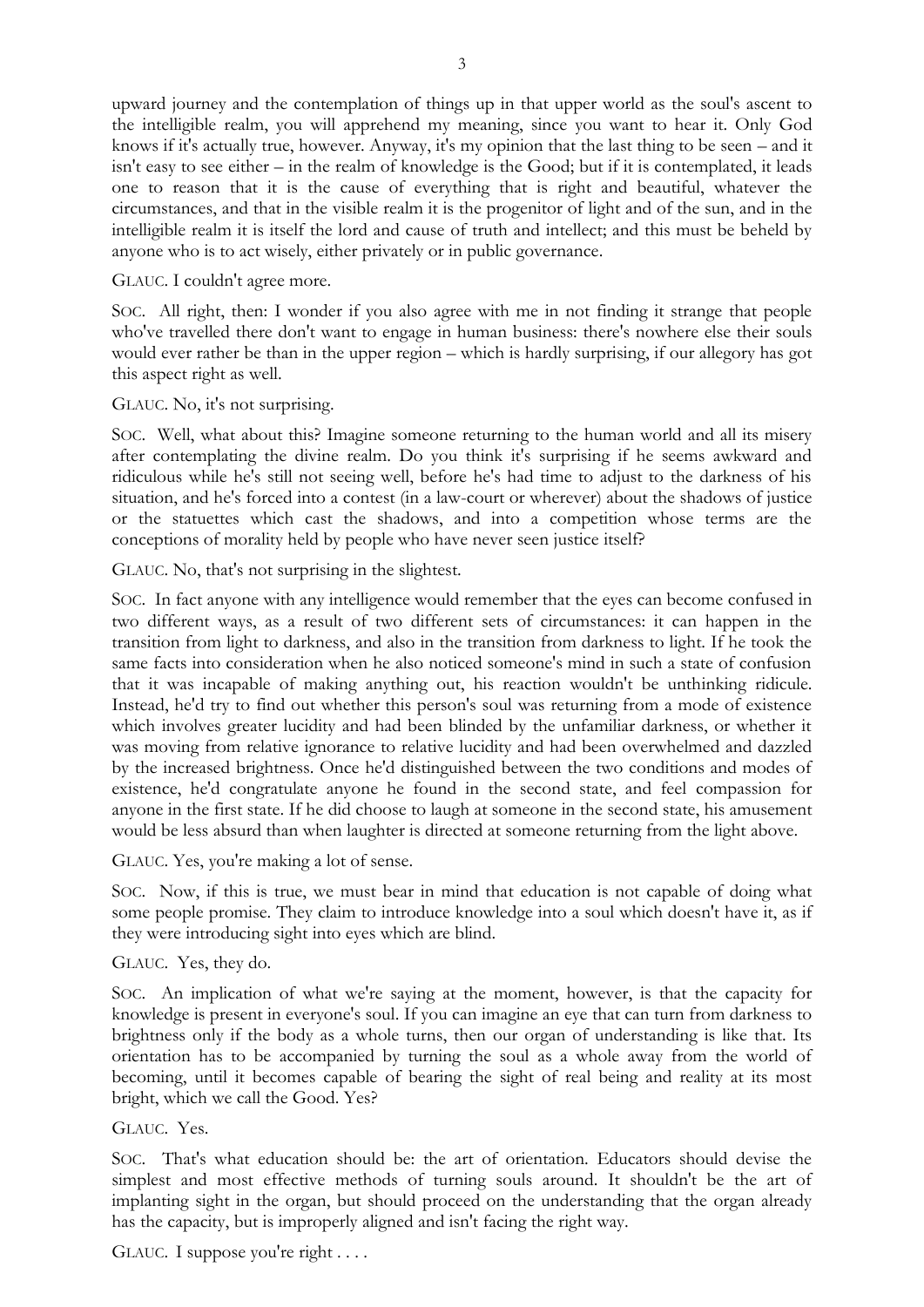upward journey and the contemplation of things up in that upper world as the soul's ascent to the intelligible realm, you will apprehend my meaning, since you want to hear it. Only God knows if it's actually true, however. Anyway, it's my opinion that the last thing to be seen – and it isn't easy to see either – in the realm of knowledge is the Good; but if it is contemplated, it leads one to reason that it is the cause of everything that is right and beautiful, whatever the circumstances, and that in the visible realm it is the progenitor of light and of the sun, and in the intelligible realm it is itself the lord and cause of truth and intellect; and this must be beheld by anyone who is to act wisely, either privately or in public governance.

GLAUC. I couldn't agree more.

SOC. All right, then: I wonder if you also agree with me in not finding it strange that people who've travelled there don't want to engage in human business: there's nowhere else their souls would ever rather be than in the upper region – which is hardly surprising, if our allegory has got this aspect right as well.

GLAUC. No, it's not surprising.

SOC. Well, what about this? Imagine someone returning to the human world and all its misery after contemplating the divine realm. Do you think it's surprising if he seems awkward and ridiculous while he's still not seeing well, before he's had time to adjust to the darkness of his situation, and he's forced into a contest (in a law-court or wherever) about the shadows of justice or the statuettes which cast the shadows, and into a competition whose terms are the conceptions of morality held by people who have never seen justice itself?

GLAUC. No, that's not surprising in the slightest.

SOC. In fact anyone with any intelligence would remember that the eyes can become confused in two different ways, as a result of two different sets of circumstances: it can happen in the transition from light to darkness, and also in the transition from darkness to light. If he took the same facts into consideration when he also noticed someone's mind in such a state of confusion that it was incapable of making anything out, his reaction wouldn't be unthinking ridicule. Instead, he'd try to find out whether this person's soul was returning from a mode of existence which involves greater lucidity and had been blinded by the unfamiliar darkness, or whether it was moving from relative ignorance to relative lucidity and had been overwhelmed and dazzled by the increased brightness. Once he'd distinguished between the two conditions and modes of existence, he'd congratulate anyone he found in the second state, and feel compassion for anyone in the first state. If he did choose to laugh at someone in the second state, his amusement would be less absurd than when laughter is directed at someone returning from the light above.

GLAUC. Yes, you're making a lot of sense.

SOC. Now, if this is true, we must bear in mind that education is not capable of doing what some people promise. They claim to introduce knowledge into a soul which doesn't have it, as if they were introducing sight into eyes which are blind.

GLAUC. Yes, they do.

SOC. An implication of what we're saying at the moment, however, is that the capacity for knowledge is present in everyone's soul. If you can imagine an eye that can turn from darkness to brightness only if the body as a whole turns, then our organ of understanding is like that. Its orientation has to be accompanied by turning the soul as a whole away from the world of becoming, until it becomes capable of bearing the sight of real being and reality at its most bright, which we call the Good. Yes?

GLAUC. Yes.

SOC. That's what education should be: the art of orientation. Educators should devise the simplest and most effective methods of turning souls around. It shouldn't be the art of implanting sight in the organ, but should proceed on the understanding that the organ already has the capacity, but is improperly aligned and isn't facing the right way.

GLAUC. I suppose you're right . . . .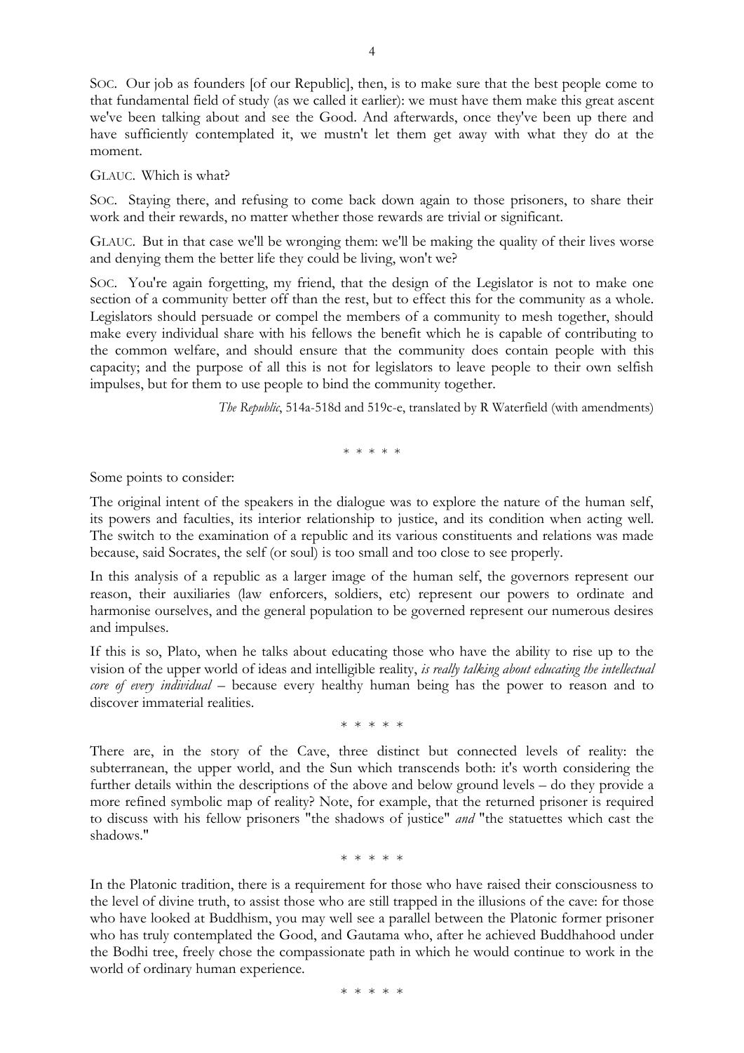SOC. Our job as founders [of our Republic], then, is to make sure that the best people come to that fundamental field of study (as we called it earlier): we must have them make this great ascent we've been talking about and see the Good. And afterwards, once they've been up there and have sufficiently contemplated it, we mustn't let them get away with what they do at the moment.

GLAUC. Which is what?

SOC. Staying there, and refusing to come back down again to those prisoners, to share their work and their rewards, no matter whether those rewards are trivial or significant.

GLAUC. But in that case we'll be wronging them: we'll be making the quality of their lives worse and denying them the better life they could be living, won't we?

SOC. You're again forgetting, my friend, that the design of the Legislator is not to make one section of a community better off than the rest, but to effect this for the community as a whole. Legislators should persuade or compel the members of a community to mesh together, should make every individual share with his fellows the benefit which he is capable of contributing to the common welfare, and should ensure that the community does contain people with this capacity; and the purpose of all this is not for legislators to leave people to their own selfish impulses, but for them to use people to bind the community together.

*The Republic*, 514a-518d and 519c-e, translated by R Waterfield (with amendments)

\* \* \* \* \*

Some points to consider:

The original intent of the speakers in the dialogue was to explore the nature of the human self, its powers and faculties, its interior relationship to justice, and its condition when acting well. The switch to the examination of a republic and its various constituents and relations was made because, said Socrates, the self (or soul) is too small and too close to see properly.

In this analysis of a republic as a larger image of the human self, the governors represent our reason, their auxiliaries (law enforcers, soldiers, etc) represent our powers to ordinate and harmonise ourselves, and the general population to be governed represent our numerous desires and impulses.

If this is so, Plato, when he talks about educating those who have the ability to rise up to the vision of the upper world of ideas and intelligible reality, *is really talking about educating the intellectual core of every individual* – because every healthy human being has the power to reason and to discover immaterial realities.

\* \* \* \* \*

There are, in the story of the Cave, three distinct but connected levels of reality: the subterranean, the upper world, and the Sun which transcends both: it's worth considering the further details within the descriptions of the above and below ground levels – do they provide a more refined symbolic map of reality? Note, for example, that the returned prisoner is required to discuss with his fellow prisoners "the shadows of justice" *and* "the statuettes which cast the shadows."

\* \* \* \* \*

In the Platonic tradition, there is a requirement for those who have raised their consciousness to the level of divine truth, to assist those who are still trapped in the illusions of the cave: for those who have looked at Buddhism, you may well see a parallel between the Platonic former prisoner who has truly contemplated the Good, and Gautama who, after he achieved Buddhahood under the Bodhi tree, freely chose the compassionate path in which he would continue to work in the world of ordinary human experience.

\* \* \* \* \*